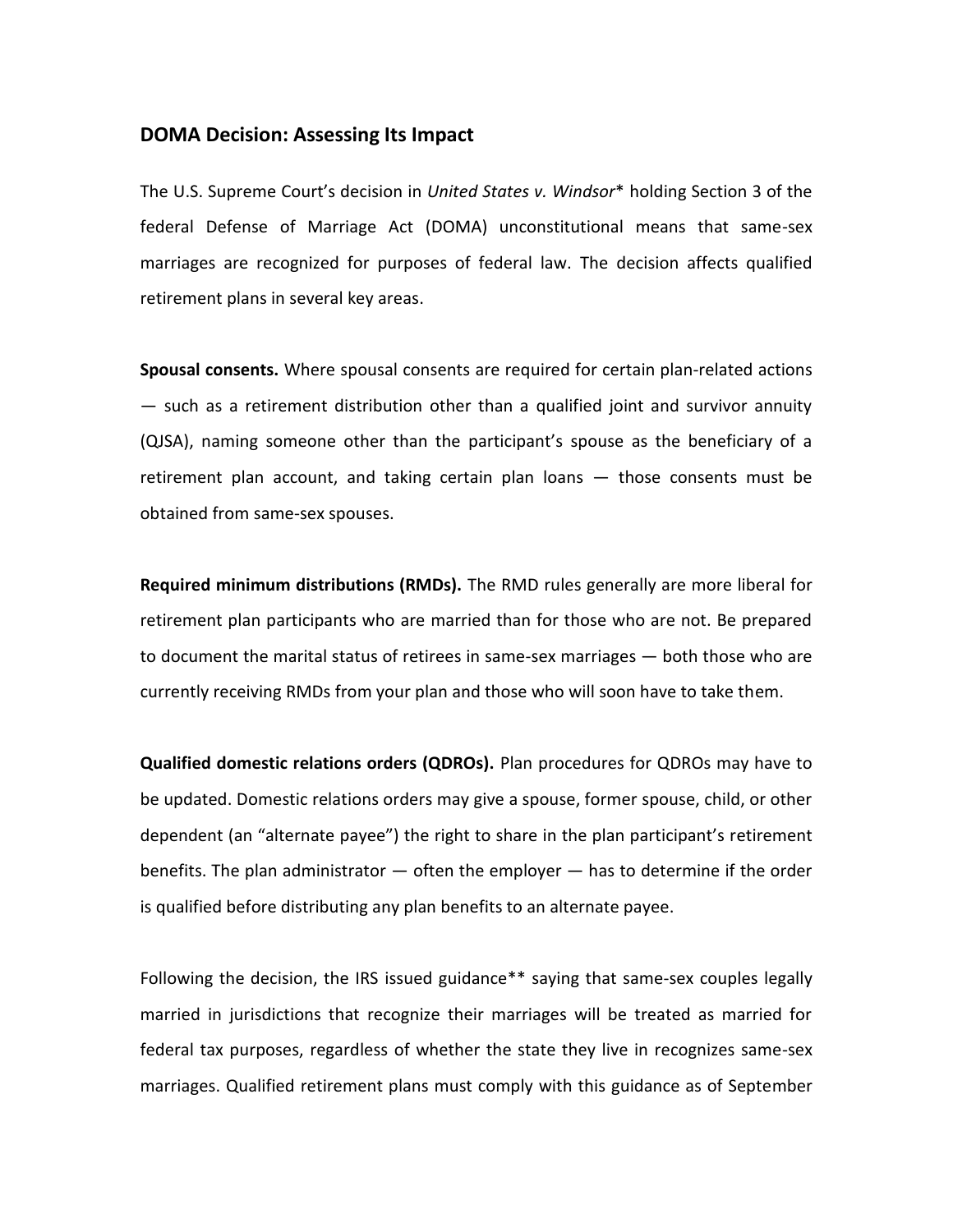## DOMA Decision: Assessing Its Impact

The U.S. Supreme Court's decision in *United States v. Windsor** holding Section 3 of the federal Defense of Marriage Act (DOMA) unconstitutional means that same-sex marriages are recognized for purposes of federal law. The decision affects qualified retirement plans in several key areas.

**Spousal consents.** Where spousal consents are required for certain plan-related actions — such as a retirement distribution other than a qualified joint and survivor annuity (QJSA), naming someone other than the participant's spouse as the beneficiary of a retirement plan account, and taking certain plan loans — those consents must be obtained from same-sex spouses.

**Required minimum distributions (RMDs).** The RMD rules generally are more liberal for retirement plan participants who are married than for those who are not. Be prepared to document the marital status of retirees in same-sex marriages — both those who are currently receiving RMDs from your plan and those who will soon have to take them.

**Qualified domestic relations orders (QDROs).** Plan procedures for QDROs may have to be updated. Domestic relations orders may give a spouse, former spouse, child, or other dependent (an "alternate payee") the right to share in the plan participant's retirement benefits. The plan administrator — often the employer — has to determine if the order is qualified before distributing any plan benefits to an alternate payee.

Following the decision, the IRS issued guidance** saying that same-sex couples legally married in jurisdictions that recognize their marriages will be treated as married for federal tax purposes, regardless of whether the state they live in recognizes same-sex marriages. Qualified retirement plans must comply with this guidance as of September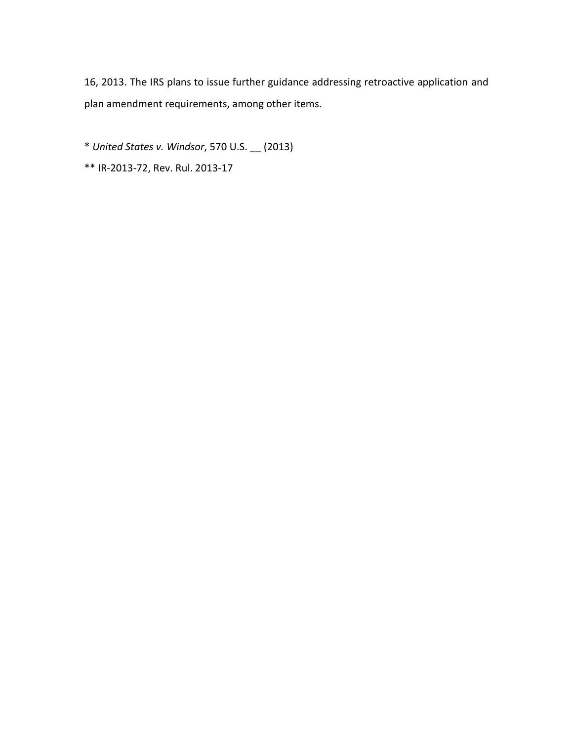16, 2013. The IRS plans to issue further guidance addressing retroactive application and plan amendment requirements, among other items.

* *United States v. Windsor*, 570 U.S. __ (2013)

** IR-2013-72, Rev. Rul. 2013-17